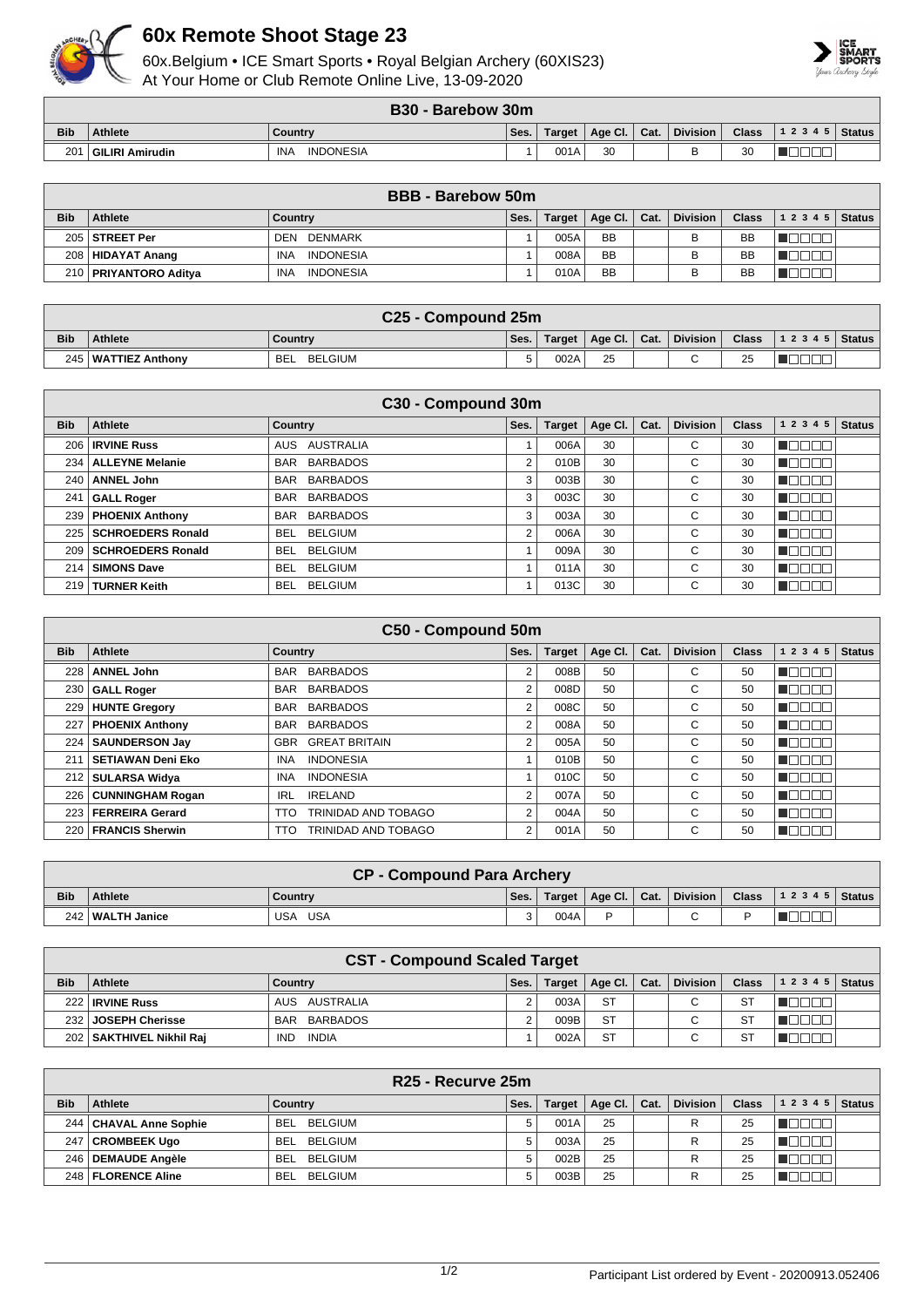# 60x Remote Shoot Stage 23

60x.Belgium • ICE Smart Sports • Royal Belgian Archery (60XIS23)
At Your Home or Club Remote Online Live, 13-09-2020

## B30 - Barebow 30m

| Bib | Athlete | Country | Ses. | Target | Age Cl. | Cat. | Division | Class | 1 2 3 4 5 | Status |
|---|---|---|---|---|---|---|---|---|---|---|
| 201 | GILIRI Amirudin | INA INDONESIA | 1 | 001A | 30 | | B | 30 | | |

## BBB - Barebow 50m

| Bib | Athlete | Country | Ses. | Target | Age Cl. | Cat. | Division | Class | 1 2 3 4 5 | Status |
|---|---|---|---|---|---|---|---|---|---|---|
| 205 | STREET Per | DEN DENMARK | 1 | 005A | BB | | B | BB | | |
| 208 | HIDAYAT Anang | INA INDONESIA | 1 | 008A | BB | | B | BB | | |
| 210 | PRIYANTORO Aditya | INA INDONESIA | 1 | 010A | BB | | B | BB | | |

## C25 - Compound 25m

| Bib | Athlete | Country | Ses. | Target | Age Cl. | Cat. | Division | Class | 1 2 3 4 5 | Status |
|---|---|---|---|---|---|---|---|---|---|---|
| 245 | WATTIEZ Anthony | BEL BELGIUM | 5 | 002A | 25 | | C | 25 | | |

## C30 - Compound 30m

| Bib | Athlete | Country | Ses. | Target | Age Cl. | Cat. | Division | Class | 1 2 3 4 5 | Status |
|---|---|---|---|---|---|---|---|---|---|---|
| 206 | IRVINE Russ | AUS AUSTRALIA | 1 | 006A | 30 | | C | 30 | | |
| 234 | ALLEYNE Melanie | BAR BARBADOS | 2 | 010B | 30 | | C | 30 | | |
| 240 | ANNEL John | BAR BARBADOS | 3 | 003B | 30 | | C | 30 | | |
| 241 | GALL Roger | BAR BARBADOS | 3 | 003C | 30 | | C | 30 | | |
| 239 | PHOENIX Anthony | BAR BARBADOS | 3 | 003A | 30 | | C | 30 | | |
| 225 | SCHROEDERS Ronald | BEL BELGIUM | 2 | 006A | 30 | | C | 30 | | |
| 209 | SCHROEDERS Ronald | BEL BELGIUM | 1 | 009A | 30 | | C | 30 | | |
| 214 | SIMONS Dave | BEL BELGIUM | 1 | 011A | 30 | | C | 30 | | |
| 219 | TURNER Keith | BEL BELGIUM | 1 | 013C | 30 | | C | 30 | | |

## C50 - Compound 50m

| Bib | Athlete | Country | Ses. | Target | Age Cl. | Cat. | Division | Class | 1 2 3 4 5 | Status |
|---|---|---|---|---|---|---|---|---|---|---|
| 228 | ANNEL John | BAR BARBADOS | 2 | 008B | 50 | | C | 50 | | |
| 230 | GALL Roger | BAR BARBADOS | 2 | 008D | 50 | | C | 50 | | |
| 229 | HUNTE Gregory | BAR BARBADOS | 2 | 008C | 50 | | C | 50 | | |
| 227 | PHOENIX Anthony | BAR BARBADOS | 2 | 008A | 50 | | C | 50 | | |
| 224 | SAUNDERSON Jay | GBR GREAT BRITAIN | 2 | 005A | 50 | | C | 50 | | |
| 211 | SETIAWAN Deni Eko | INA INDONESIA | 1 | 010B | 50 | | C | 50 | | |
| 212 | SULARSA Widya | INA INDONESIA | 1 | 010C | 50 | | C | 50 | | |
| 226 | CUNNINGHAM Rogan | IRL IRELAND | 2 | 007A | 50 | | C | 50 | | |
| 223 | FERREIRA Gerard | TTO TRINIDAD AND TOBAGO | 2 | 004A | 50 | | C | 50 | | |
| 220 | FRANCIS Sherwin | TTO TRINIDAD AND TOBAGO | 2 | 001A | 50 | | C | 50 | | |

## CP - Compound Para Archery

| Bib | Athlete | Country | Ses. | Target | Age Cl. | Cat. | Division | Class | 1 2 3 4 5 | Status |
|---|---|---|---|---|---|---|---|---|---|---|
| 242 | WALTH Janice | USA USA | 3 | 004A | P | | C | P | | |

## CST - Compound Scaled Target

| Bib | Athlete | Country | Ses. | Target | Age Cl. | Cat. | Division | Class | 1 2 3 4 5 | Status |
|---|---|---|---|---|---|---|---|---|---|---|
| 222 | IRVINE Russ | AUS AUSTRALIA | 2 | 003A | ST | | C | ST | | |
| 232 | JOSEPH Cherisse | BAR BARBADOS | 2 | 009B | ST | | C | ST | | |
| 202 | SAKTHIVEL Nikhil Raj | IND INDIA | 1 | 002A | ST | | C | ST | | |

## R25 - Recurve 25m

| Bib | Athlete | Country | Ses. | Target | Age Cl. | Cat. | Division | Class | 1 2 3 4 5 | Status |
|---|---|---|---|---|---|---|---|---|---|---|
| 244 | CHAVAL Anne Sophie | BEL BELGIUM | 5 | 001A | 25 | | R | 25 | | |
| 247 | CROMBEEK Ugo | BEL BELGIUM | 5 | 003A | 25 | | R | 25 | | |
| 246 | DEMAUDE Angèle | BEL BELGIUM | 5 | 002B | 25 | | R | 25 | | |
| 248 | FLORENCE Aline | BEL BELGIUM | 5 | 003B | 25 | | R | 25 | | |

Participant List ordered by Event - 20200913.052406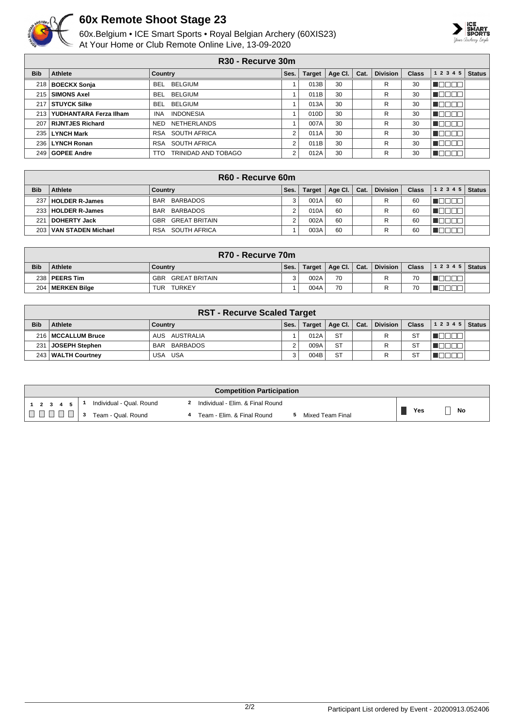# 60x Remote Shoot Stage 23

60x.Belgium • ICE Smart Sports • Royal Belgian Archery (60XIS23)
At Your Home or Club Remote Online Live, 13-09-2020

## R30 - Recurve 30m

| Bib | Athlete | Country | Ses. | Target | Age Cl. | Cat. | Division | Class | 1 2 3 4 5 | Status |
|---|---|---|---|---|---|---|---|---|---|---|
| 218 | **BOECKX Sonja** | BEL BELGIUM | 1 | 013B | 30 | | R | 30 | ■□□□□ | |
| 215 | **SIMONS Axel** | BEL BELGIUM | 1 | 011B | 30 | | R | 30 | ■□□□□ | |
| 217 | **STUYCK Silke** | BEL BELGIUM | 1 | 013A | 30 | | R | 30 | ■□□□□ | |
| 213 | **YUDHANTARA Ferza Ilham** | INA INDONESIA | 1 | 010D | 30 | | R | 30 | ■□□□□ | |
| 207 | **RIJNTJES Richard** | NED NETHERLANDS | 1 | 007A | 30 | | R | 30 | ■□□□□ | |
| 235 | **LYNCH Mark** | RSA SOUTH AFRICA | 2 | 011A | 30 | | R | 30 | ■□□□□ | |
| 236 | **LYNCH Ronan** | RSA SOUTH AFRICA | 2 | 011B | 30 | | R | 30 | ■□□□□ | |
| 249 | **GOPEE Andre** | TTO TRINIDAD AND TOBAGO | 2 | 012A | 30 | | R | 30 | ■□□□□ | |

## R60 - Recurve 60m

| Bib | Athlete | Country | Ses. | Target | Age Cl. | Cat. | Division | Class | 1 2 3 4 5 | Status |
|---|---|---|---|---|---|---|---|---|---|---|
| 237 | **HOLDER R-James** | BAR BARBADOS | 3 | 001A | 60 | | R | 60 | ■□□□□ | |
| 233 | **HOLDER R-James** | BAR BARBADOS | 2 | 010A | 60 | | R | 60 | ■□□□□ | |
| 221 | **DOHERTY Jack** | GBR GREAT BRITAIN | 2 | 002A | 60 | | R | 60 | ■□□□□ | |
| 203 | **VAN STADEN Michael** | RSA SOUTH AFRICA | 1 | 003A | 60 | | R | 60 | ■□□□□ | |

## R70 - Recurve 70m

| Bib | Athlete | Country | Ses. | Target | Age Cl. | Cat. | Division | Class | 1 2 3 4 5 | Status |
|---|---|---|---|---|---|---|---|---|---|---|
| 238 | **PEERS Tim** | GBR GREAT BRITAIN | 3 | 002A | 70 | | R | 70 | ■□□□□ | |
| 204 | **MERKEN Bilge** | TUR TURKEY | 1 | 004A | 70 | | R | 70 | ■□□□□ | |

## RST - Recurve Scaled Target

| Bib | Athlete | Country | Ses. | Target | Age Cl. | Cat. | Division | Class | 1 2 3 4 5 | Status |
|---|---|---|---|---|---|---|---|---|---|---|
| 216 | **MCCALLUM Bruce** | AUS AUSTRALIA | 1 | 012A | ST | | R | ST | ■□□□□ | |
| 231 | **JOSEPH Stephen** | BAR BARBADOS | 2 | 009A | ST | | R | ST | ■□□□□ | |
| 243 | **WALTH Courtney** | USA USA | 3 | 004B | ST | | R | ST | ■□□□□ | |

## Competition Participation

| 1 2 3 4 5 | | | | |
|---|---|---|---|---|
| □□□□□ | 1 Individual - Qual. Round | 2 Individual - Elim. & Final Round | | ■ Yes □ No |
| | 3 Team - Qual. Round | 4 Team - Elim. & Final Round | 5 Mixed Team Final | |

Participant List ordered by Event - 20200913.052406